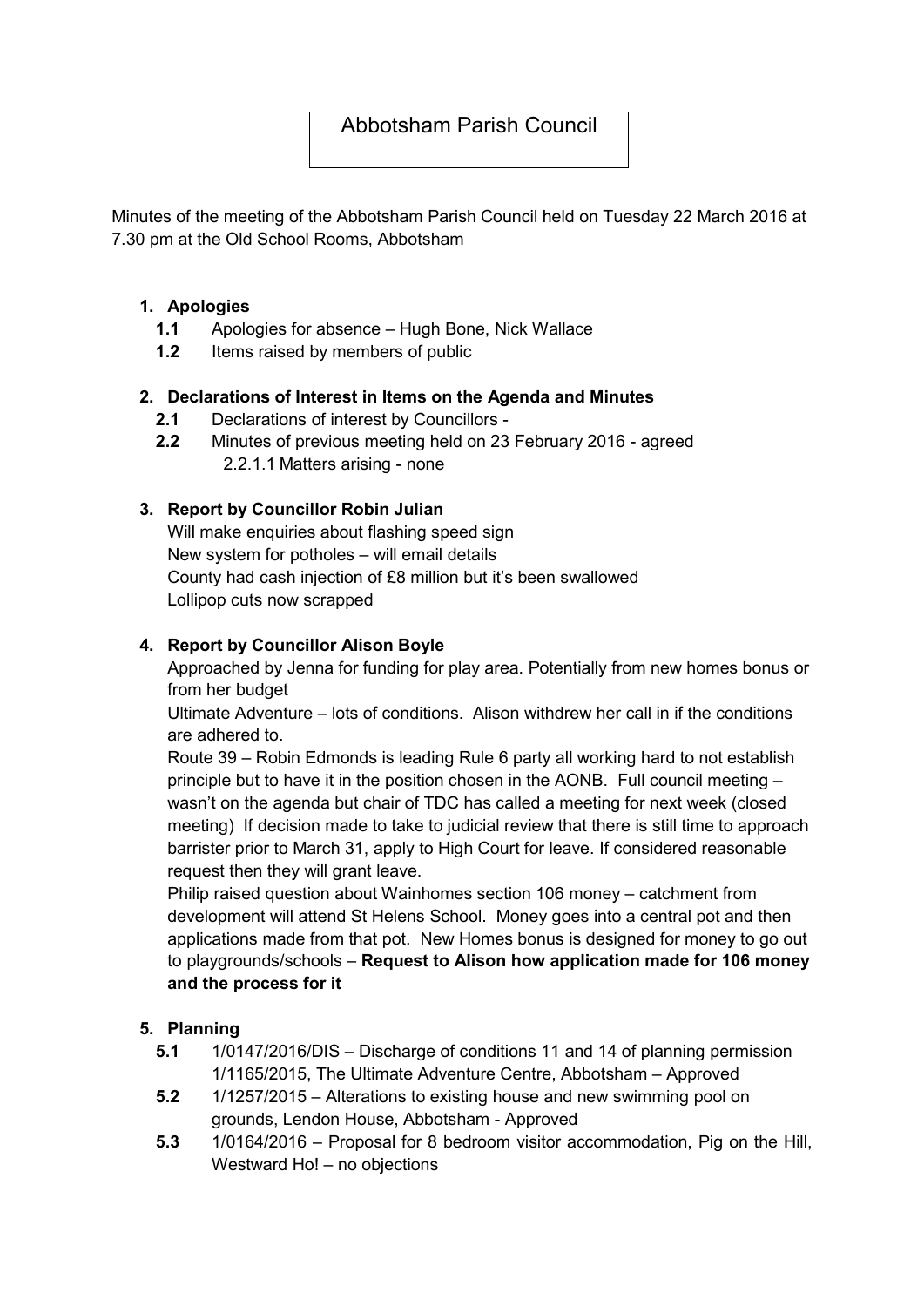# Abbotsham Parish Council

Minutes of the meeting of the Abbotsham Parish Council held on Tuesday 22 March 2016 at 7.30 pm at the Old School Rooms, Abbotsham

1. **Apologies**
   - **1.1** Apologies for absence – Hugh Bone, Nick Wallace
   - **1.2** Items raised by members of public

2. **Declarations of Interest in Items on the Agenda and Minutes**
   - **2.1** Declarations of interest by Councillors -
   - **2.2** Minutes of previous meeting held on 23 February 2016 - agreed
     - 2.2.1.1 Matters arising - none

3. **Report by Councillor Robin Julian**

   Will make enquiries about flashing speed sign
   New system for potholes – will email details
   County had cash injection of £8 million but it's been swallowed
   Lollipop cuts now scrapped

4. **Report by Councillor Alison Boyle**

   Approached by Jenna for funding for play area. Potentially from new homes bonus or from her budget

   Ultimate Adventure – lots of conditions. Alison withdrew her call in if the conditions are adhered to.

   Route 39 – Robin Edmonds is leading Rule 6 party all working hard to not establish principle but to have it in the position chosen in the AONB. Full council meeting – wasn't on the agenda but chair of TDC has called a meeting for next week (closed meeting) If decision made to take to judicial review that there is still time to approach barrister prior to March 31, apply to High Court for leave. If considered reasonable request then they will grant leave.

   Philip raised question about Wainhomes section 106 money – catchment from development will attend St Helens School. Money goes into a central pot and then applications made from that pot. New Homes bonus is designed for money to go out to playgrounds/schools – **Request to Alison how application made for 106 money and the process for it**

5. **Planning**
   - **5.1** 1/0147/2016/DIS – Discharge of conditions 11 and 14 of planning permission 1/1165/2015, The Ultimate Adventure Centre, Abbotsham – Approved
   - **5.2** 1/1257/2015 – Alterations to existing house and new swimming pool on grounds, Lendon House, Abbotsham - Approved
   - **5.3** 1/0164/2016 – Proposal for 8 bedroom visitor accommodation, Pig on the Hill, Westward Ho! – no objections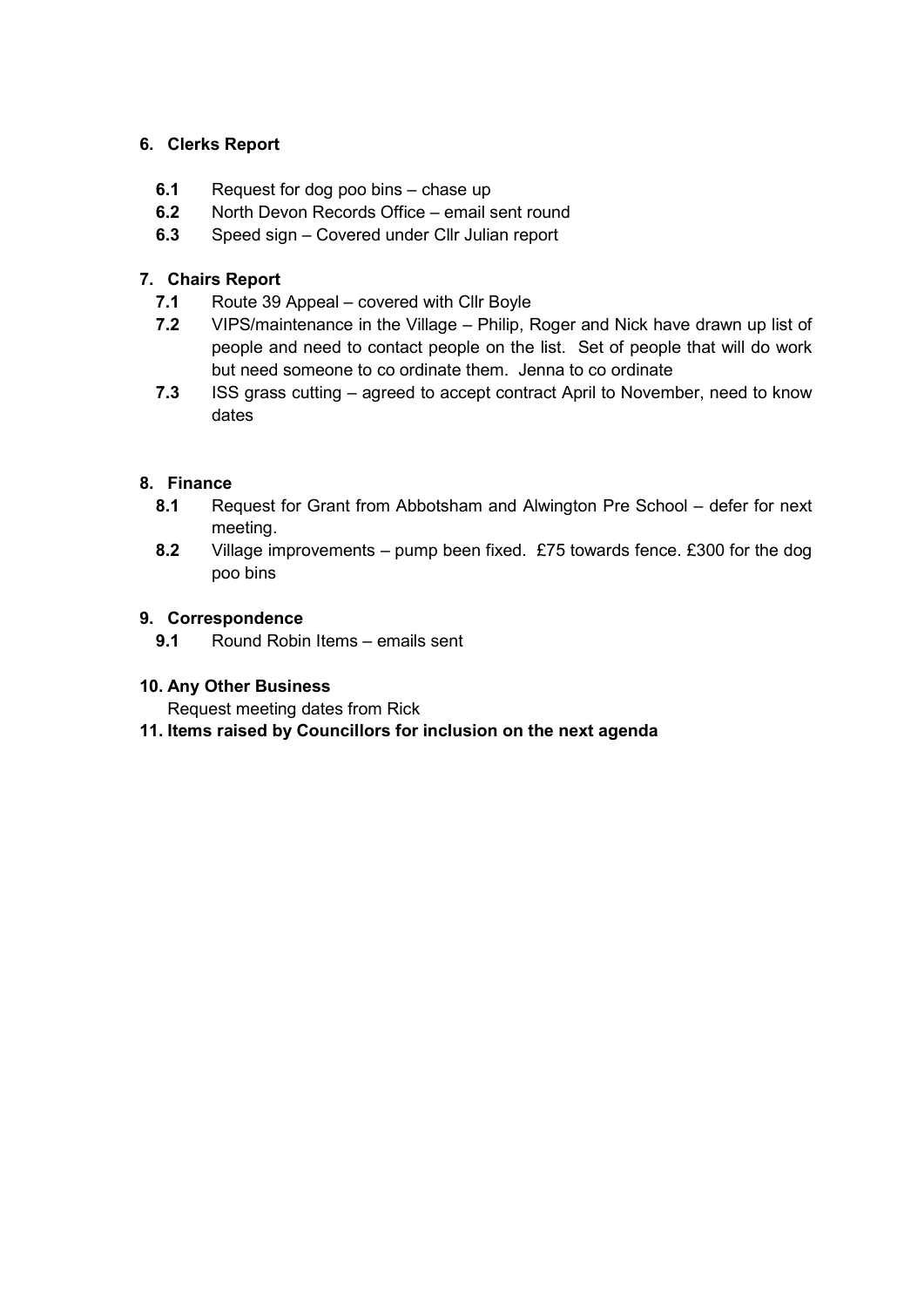**6. Clerks Report**

- **6.1** Request for dog poo bins – chase up
- **6.2** North Devon Records Office – email sent round
- **6.3** Speed sign – Covered under Cllr Julian report

**7. Chairs Report**

- **7.1** Route 39 Appeal – covered with Cllr Boyle
- **7.2** VIPS/maintenance in the Village – Philip, Roger and Nick have drawn up list of people and need to contact people on the list. Set of people that will do work but need someone to co ordinate them. Jenna to co ordinate
- **7.3** ISS grass cutting – agreed to accept contract April to November, need to know dates

**8. Finance**

- **8.1** Request for Grant from Abbotsham and Alwington Pre School – defer for next meeting.
- **8.2** Village improvements – pump been fixed. £75 towards fence. £300 for the dog poo bins

**9. Correspondence**

- **9.1** Round Robin Items – emails sent

**10. Any Other Business**

Request meeting dates from Rick

**11. Items raised by Councillors for inclusion on the next agenda**